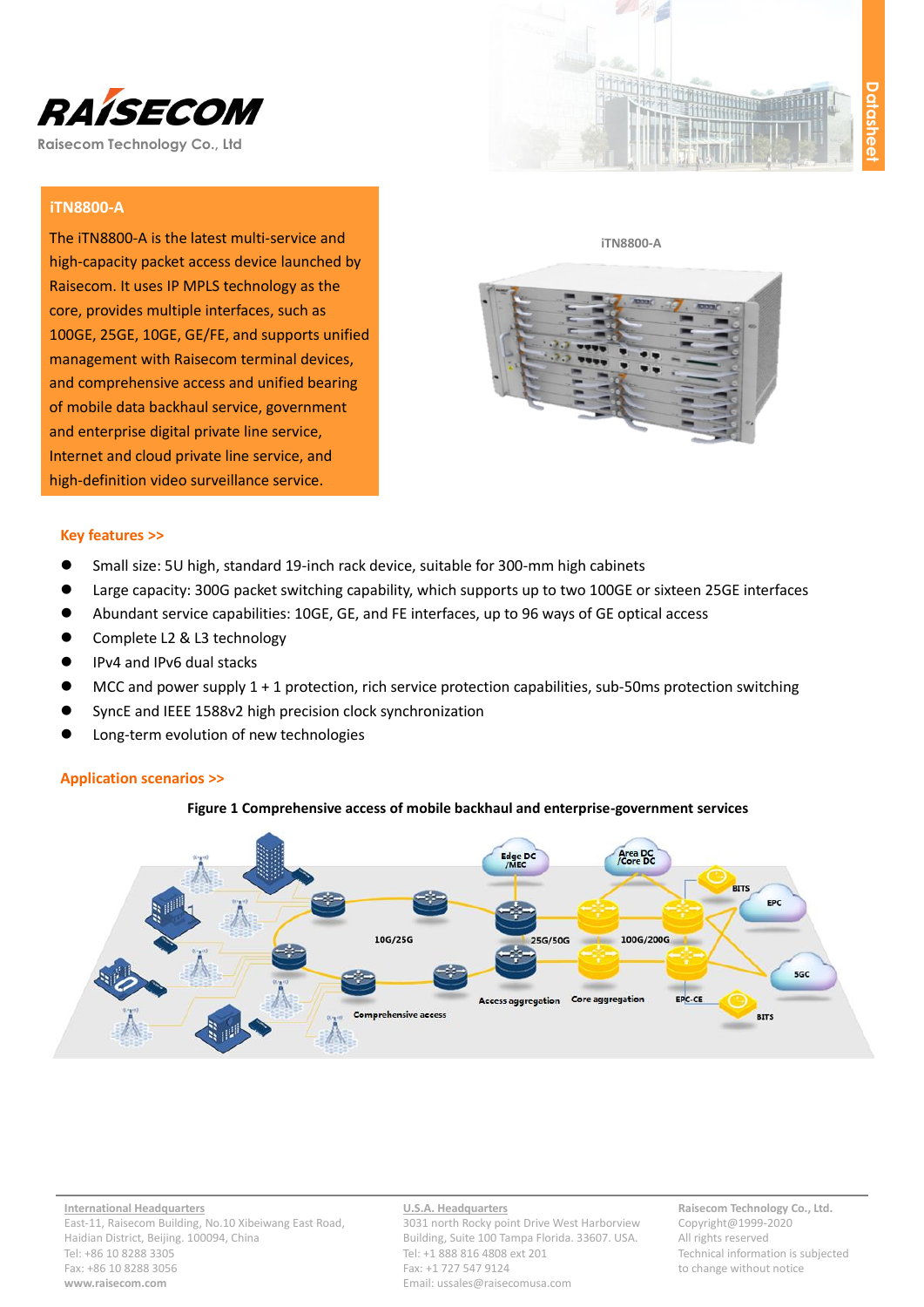RAISECOM

Raisecom Technology Co., Ltd

## iTN8800-A

The iTN8800-A is the latest multi-service and high-capacity packet access device launched by Raisecom. It uses IP MPLS technology as the core, provides multiple interfaces, such as 100GE, 25GE, 10GE, GE/FE, and supports unified management with Raisecom terminal devices, and comprehensive access and unified bearing of mobile data backhaul service, government and enterprise digital private line service, Internet and cloud private line service, and high-definition video surveillance service.

iTN8800-A

### Key features >>

- Small size: 5U high, standard 19-inch rack device, suitable for 300-mm high cabinets
- Large capacity: 300G packet switching capability, which supports up to two 100GE or sixteen 25GE interfaces
- Abundant service capabilities: 10GE, GE, and FE interfaces, up to 96 ways of GE optical access
- Complete L2 & L3 technology
- IPv4 and IPv6 dual stacks
- MCC and power supply 1 + 1 protection, rich service protection capabilities, sub-50ms protection switching
- SyncE and IEEE 1588v2 high precision clock synchronization
- Long-term evolution of new technologies

### Application scenarios >>

**Figure 1 Comprehensive access of mobile backhaul and enterprise-government services**

**International Headquarters**
East-11, Raisecom Building, No.10 Xibeiwang East Road, Haidian District, Beijing. 100094, China
Tel: +86 10 8288 3305
Fax: +86 10 8288 3056
www.raisecom.com

**U.S.A. Headquarters**
3031 north Rocky point Drive West Harborview Building, Suite 100 Tampa Florida. 33607. USA.
Tel: +1 888 816 4808 ext 201
Fax: +1 727 547 9124
Email: ussales@raisecomusa.com

**Raisecom Technology Co., Ltd.**
Copyright@1999-2020
All rights reserved
Technical information is subjected to change without notice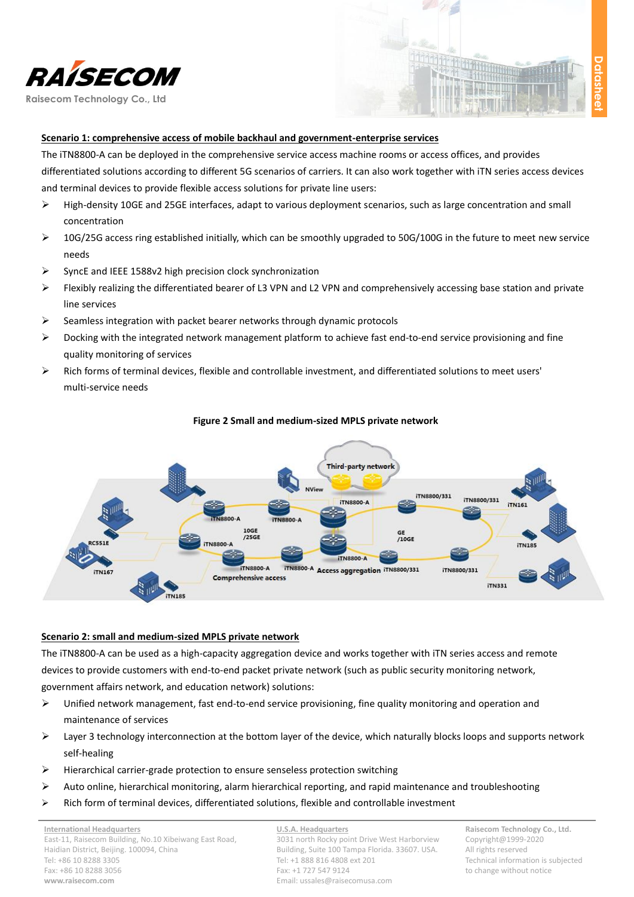**Scenario 1: comprehensive access of mobile backhaul and government-enterprise services**

The iTN8800-A can be deployed in the comprehensive service access machine rooms or access offices, and provides differentiated solutions according to different 5G scenarios of carriers. It can also work together with iTN series access devices and terminal devices to provide flexible access solutions for private line users:

- High-density 10GE and 25GE interfaces, adapt to various deployment scenarios, such as large concentration and small concentration
- 10G/25G access ring established initially, which can be smoothly upgraded to 50G/100G in the future to meet new service needs
- SyncE and IEEE 1588v2 high precision clock synchronization
- Flexibly realizing the differentiated bearer of L3 VPN and L2 VPN and comprehensively accessing base station and private line services
- Seamless integration with packet bearer networks through dynamic protocols
- Docking with the integrated network management platform to achieve fast end-to-end service provisioning and fine quality monitoring of services
- Rich forms of terminal devices, flexible and controllable investment, and differentiated solutions to meet users' multi-service needs

**Figure 2 Small and medium-sized MPLS private network**

**Scenario 2: small and medium-sized MPLS private network**

The iTN8800-A can be used as a high-capacity aggregation device and works together with iTN series access and remote devices to provide customers with end-to-end packet private network (such as public security monitoring network, government affairs network, and education network) solutions:

- Unified network management, fast end-to-end service provisioning, fine quality monitoring and operation and maintenance of services
- Layer 3 technology interconnection at the bottom layer of the device, which naturally blocks loops and supports network self-healing
- Hierarchical carrier-grade protection to ensure senseless protection switching
- Auto online, hierarchical monitoring, alarm hierarchical reporting, and rapid maintenance and troubleshooting
- Rich form of terminal devices, differentiated solutions, flexible and controllable investment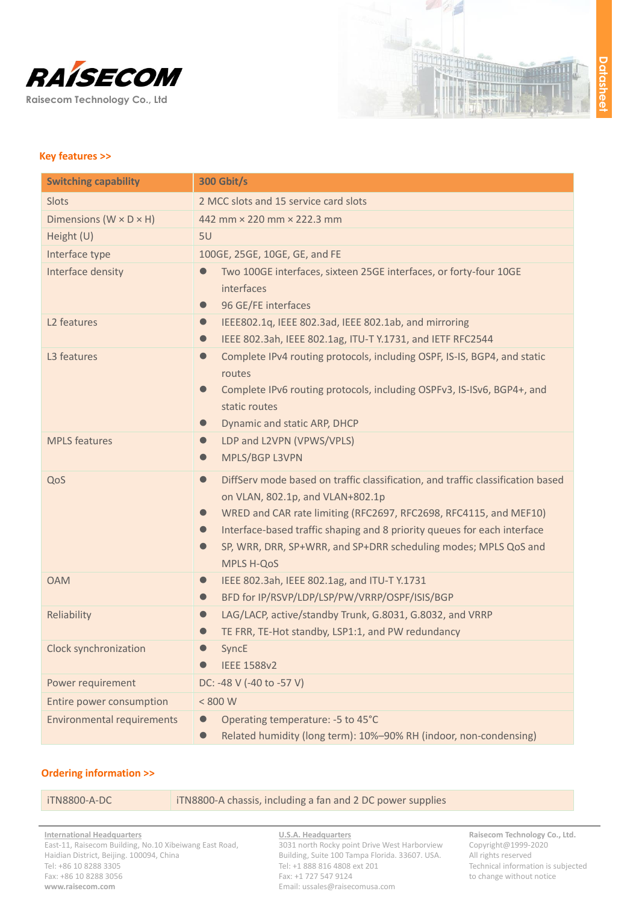## Key features >>

| Switching capability | 300 Gbit/s |
|---|---|
| Slots | 2 MCC slots and 15 service card slots |
| Dimensions (W × D × H) | 442 mm × 220 mm × 222.3 mm |
| Height (U) | 5U |
| Interface type | 100GE, 25GE, 10GE, GE, and FE |
| Interface density | ● Two 100GE interfaces, sixteen 25GE interfaces, or forty-four 10GE interfaces<br>● 96 GE/FE interfaces |
| L2 features | ● IEEE802.1q, IEEE 802.3ad, IEEE 802.1ab, and mirroring<br>● IEEE 802.3ah, IEEE 802.1ag, ITU-T Y.1731, and IETF RFC2544 |
| L3 features | ● Complete IPv4 routing protocols, including OSPF, IS-IS, BGP4, and static routes<br>● Complete IPv6 routing protocols, including OSPFv3, IS-ISv6, BGP4+, and static routes<br>● Dynamic and static ARP, DHCP |
| MPLS features | ● LDP and L2VPN (VPWS/VPLS)<br>● MPLS/BGP L3VPN |
| QoS | ● DiffServ mode based on traffic classification, and traffic classification based on VLAN, 802.1p, and VLAN+802.1p<br>● WRED and CAR rate limiting (RFC2697, RFC2698, RFC4115, and MEF10)<br>● Interface-based traffic shaping and 8 priority queues for each interface<br>● SP, WRR, DRR, SP+WRR, and SP+DRR scheduling modes; MPLS QoS and MPLS H-QoS |
| OAM | ● IEEE 802.3ah, IEEE 802.1ag, and ITU-T Y.1731<br>● BFD for IP/RSVP/LDP/LSP/PW/VRRP/OSPF/ISIS/BGP |
| Reliability | ● LAG/LACP, active/standby Trunk, G.8031, G.8032, and VRRP<br>● TE FRR, TE-Hot standby, LSP1:1, and PW redundancy |
| Clock synchronization | ● SyncE<br>● IEEE 1588v2 |
| Power requirement | DC: -48 V (-40 to -57 V) |
| Entire power consumption | < 800 W |
| Environmental requirements | ● Operating temperature: -5 to 45°C<br>● Related humidity (long term): 10%–90% RH (indoor, non-condensing) |

## Ordering information >>

| iTN8800-A-DC | iTN8800-A chassis, including a fan and 2 DC power supplies |
|---|---|

**International Headquarters**
East-11, Raisecom Building, No.10 Xibeiwang East Road, Haidian District, Beijing. 100094, China
Tel: +86 10 8288 3305
Fax: +86 10 8288 3056
www.raisecom.com

**U.S.A. Headquarters**
3031 north Rocky point Drive West Harborview Building, Suite 100 Tampa Florida. 33607. USA.
Tel: +1 888 816 4808 ext 201
Fax: +1 727 547 9124
Email: ussales@raisecomusa.com

**Raisecom Technology Co., Ltd.**
Copyright@1999-2020
All rights reserved
Technical information is subjected to change without notice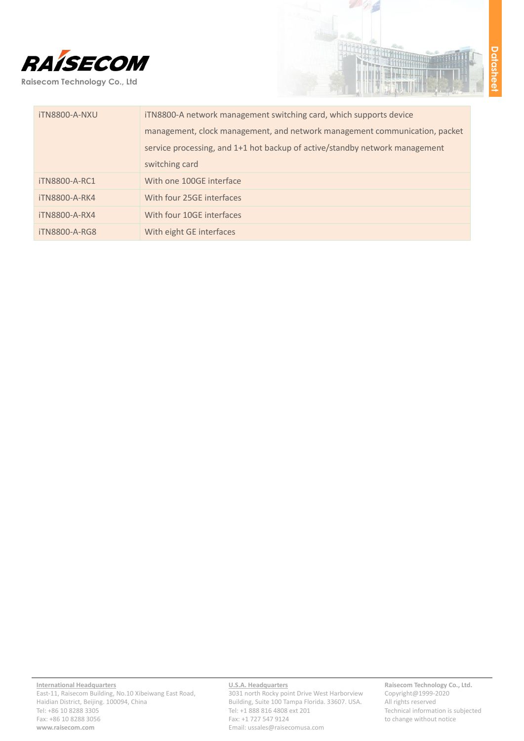| | |
|---|---|
| iTN8800-A-NXU | iTN8800-A network management switching card, which supports device management, clock management, and network management communication, packet service processing, and 1+1 hot backup of active/standby network management switching card |
| iTN8800-A-RC1 | With one 100GE interface |
| iTN8800-A-RK4 | With four 25GE interfaces |
| iTN8800-A-RX4 | With four 10GE interfaces |
| iTN8800-A-RG8 | With eight GE interfaces |